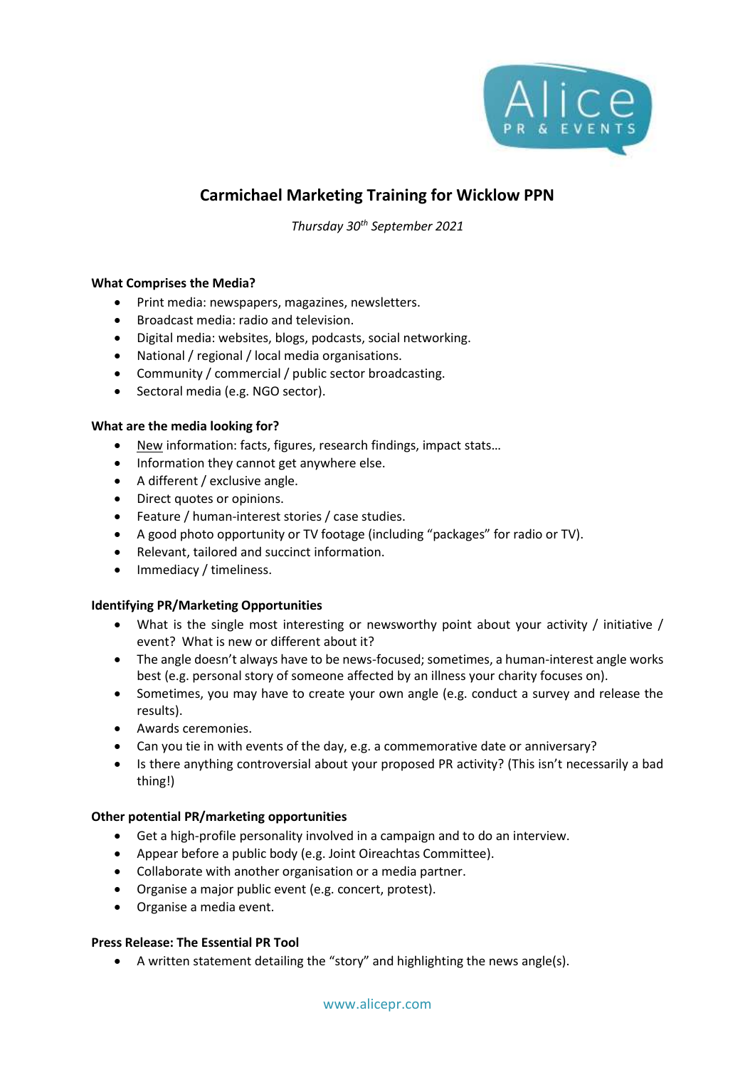# Carmichael Marketing Training for Wicklow PPN

*Thursday 30th September 2021*

**What Comprises the Media?**

- Print media: newspapers, magazines, newsletters.
- Broadcast media: radio and television.
- Digital media: websites, blogs, podcasts, social networking.
- National / regional / local media organisations.
- Community / commercial / public sector broadcasting.
- Sectoral media (e.g. NGO sector).

**What are the media looking for?**

- New information: facts, figures, research findings, impact stats…
- Information they cannot get anywhere else.
- A different / exclusive angle.
- Direct quotes or opinions.
- Feature / human-interest stories / case studies.
- A good photo opportunity or TV footage (including "packages" for radio or TV).
- Relevant, tailored and succinct information.
- Immediacy / timeliness.

**Identifying PR/Marketing Opportunities**

- What is the single most interesting or newsworthy point about your activity / initiative / event? What is new or different about it?
- The angle doesn't always have to be news-focused; sometimes, a human-interest angle works best (e.g. personal story of someone affected by an illness your charity focuses on).
- Sometimes, you may have to create your own angle (e.g. conduct a survey and release the results).
- Awards ceremonies.
- Can you tie in with events of the day, e.g. a commemorative date or anniversary?
- Is there anything controversial about your proposed PR activity? (This isn't necessarily a bad thing!)

**Other potential PR/marketing opportunities**

- Get a high-profile personality involved in a campaign and to do an interview.
- Appear before a public body (e.g. Joint Oireachtas Committee).
- Collaborate with another organisation or a media partner.
- Organise a major public event (e.g. concert, protest).
- Organise a media event.

**Press Release: The Essential PR Tool**

- A written statement detailing the "story" and highlighting the news angle(s).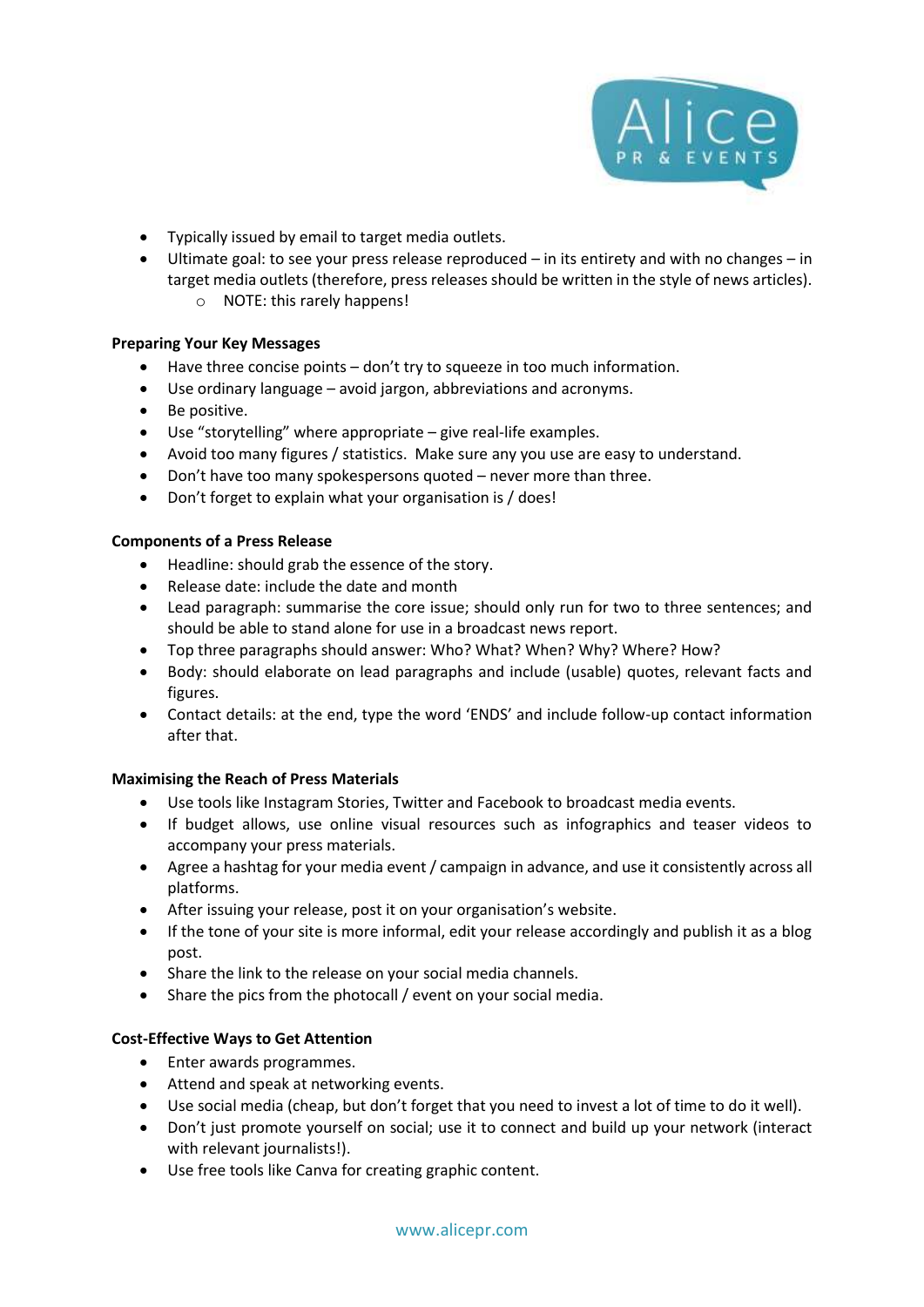- Typically issued by email to target media outlets.
- Ultimate goal: to see your press release reproduced – in its entirety and with no changes – in target media outlets (therefore, press releases should be written in the style of news articles).
    - NOTE: this rarely happens!

**Preparing Your Key Messages**

- Have three concise points – don't try to squeeze in too much information.
- Use ordinary language – avoid jargon, abbreviations and acronyms.
- Be positive.
- Use "storytelling" where appropriate – give real-life examples.
- Avoid too many figures / statistics. Make sure any you use are easy to understand.
- Don't have too many spokespersons quoted – never more than three.
- Don't forget to explain what your organisation is / does!

**Components of a Press Release**

- Headline: should grab the essence of the story.
- Release date: include the date and month
- Lead paragraph: summarise the core issue; should only run for two to three sentences; and should be able to stand alone for use in a broadcast news report.
- Top three paragraphs should answer: Who? What? When? Why? Where? How?
- Body: should elaborate on lead paragraphs and include (usable) quotes, relevant facts and figures.
- Contact details: at the end, type the word 'ENDS' and include follow-up contact information after that.

**Maximising the Reach of Press Materials**

- Use tools like Instagram Stories, Twitter and Facebook to broadcast media events.
- If budget allows, use online visual resources such as infographics and teaser videos to accompany your press materials.
- Agree a hashtag for your media event / campaign in advance, and use it consistently across all platforms.
- After issuing your release, post it on your organisation's website.
- If the tone of your site is more informal, edit your release accordingly and publish it as a blog post.
- Share the link to the release on your social media channels.
- Share the pics from the photocall / event on your social media.

**Cost-Effective Ways to Get Attention**

- Enter awards programmes.
- Attend and speak at networking events.
- Use social media (cheap, but don't forget that you need to invest a lot of time to do it well).
- Don't just promote yourself on social; use it to connect and build up your network (interact with relevant journalists!).
- Use free tools like Canva for creating graphic content.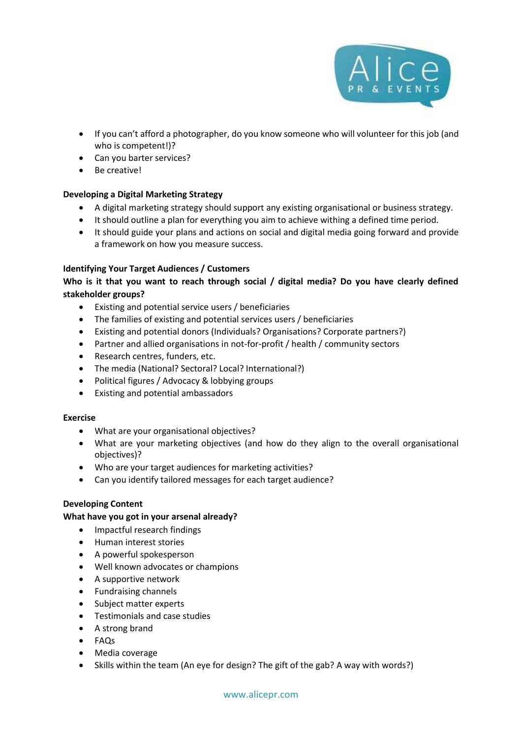- If you can't afford a photographer, do you know someone who will volunteer for this job (and who is competent!)?
- Can you barter services?
- Be creative!

**Developing a Digital Marketing Strategy**

- A digital marketing strategy should support any existing organisational or business strategy.
- It should outline a plan for everything you aim to achieve withing a defined time period.
- It should guide your plans and actions on social and digital media going forward and provide a framework on how you measure success.

**Identifying Your Target Audiences / Customers**

**Who is it that you want to reach through social / digital media? Do you have clearly defined stakeholder groups?**

- Existing and potential service users / beneficiaries
- The families of existing and potential services users / beneficiaries
- Existing and potential donors (Individuals? Organisations? Corporate partners?)
- Partner and allied organisations in not-for-profit / health / community sectors
- Research centres, funders, etc.
- The media (National? Sectoral? Local? International?)
- Political figures / Advocacy & lobbying groups
- Existing and potential ambassadors

**Exercise**

- What are your organisational objectives?
- What are your marketing objectives (and how do they align to the overall organisational objectives)?
- Who are your target audiences for marketing activities?
- Can you identify tailored messages for each target audience?

**Developing Content**

**What have you got in your arsenal already?**

- Impactful research findings
- Human interest stories
- A powerful spokesperson
- Well known advocates or champions
- A supportive network
- Fundraising channels
- Subject matter experts
- Testimonials and case studies
- A strong brand
- FAQs
- Media coverage
- Skills within the team (An eye for design? The gift of the gab? A way with words?)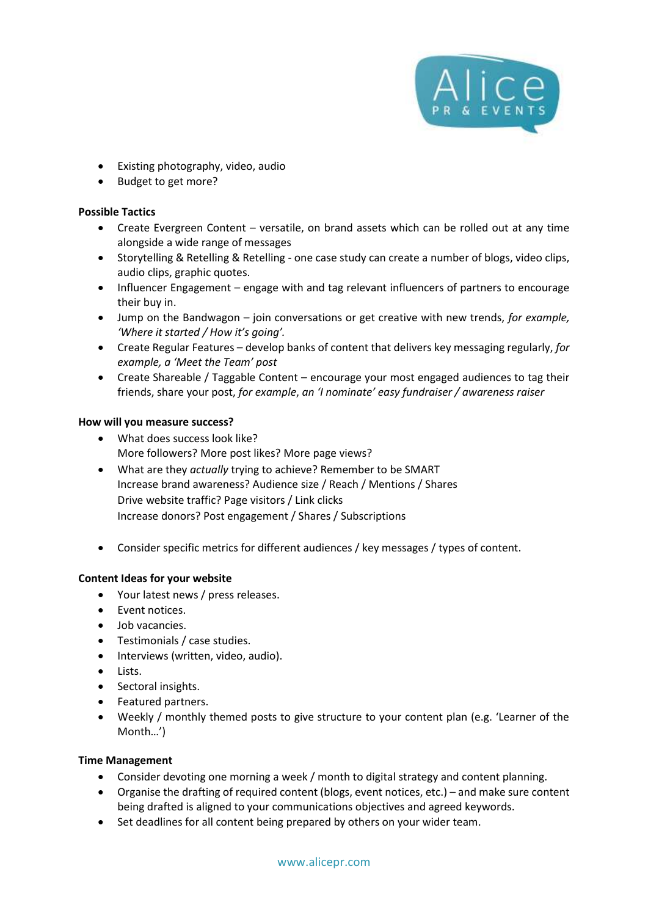- Existing photography, video, audio
- Budget to get more?

**Possible Tactics**

- Create Evergreen Content – versatile, on brand assets which can be rolled out at any time alongside a wide range of messages
- Storytelling & Retelling & Retelling - one case study can create a number of blogs, video clips, audio clips, graphic quotes.
- Influencer Engagement – engage with and tag relevant influencers of partners to encourage their buy in.
- Jump on the Bandwagon – join conversations or get creative with new trends, *for example, 'Where it started / How it's going'.*
- Create Regular Features – develop banks of content that delivers key messaging regularly, *for example, a 'Meet the Team' post*
- Create Shareable / Taggable Content – encourage your most engaged audiences to tag their friends, share your post, *for example*, *an 'I nominate' easy fundraiser / awareness raiser*

**How will you measure success?**

- What does success look like?
  More followers? More post likes? More page views?
- What are they *actually* trying to achieve? Remember to be SMART
  Increase brand awareness? Audience size / Reach / Mentions / Shares
  Drive website traffic? Page visitors / Link clicks
  Increase donors? Post engagement / Shares / Subscriptions

- Consider specific metrics for different audiences / key messages / types of content.

**Content Ideas for your website**

- Your latest news / press releases.
- Event notices.
- Job vacancies.
- Testimonials / case studies.
- Interviews (written, video, audio).
- Lists.
- Sectoral insights.
- Featured partners.
- Weekly / monthly themed posts to give structure to your content plan (e.g. 'Learner of the Month…')

**Time Management**

- Consider devoting one morning a week / month to digital strategy and content planning.
- Organise the drafting of required content (blogs, event notices, etc.) – and make sure content being drafted is aligned to your communications objectives and agreed keywords.
- Set deadlines for all content being prepared by others on your wider team.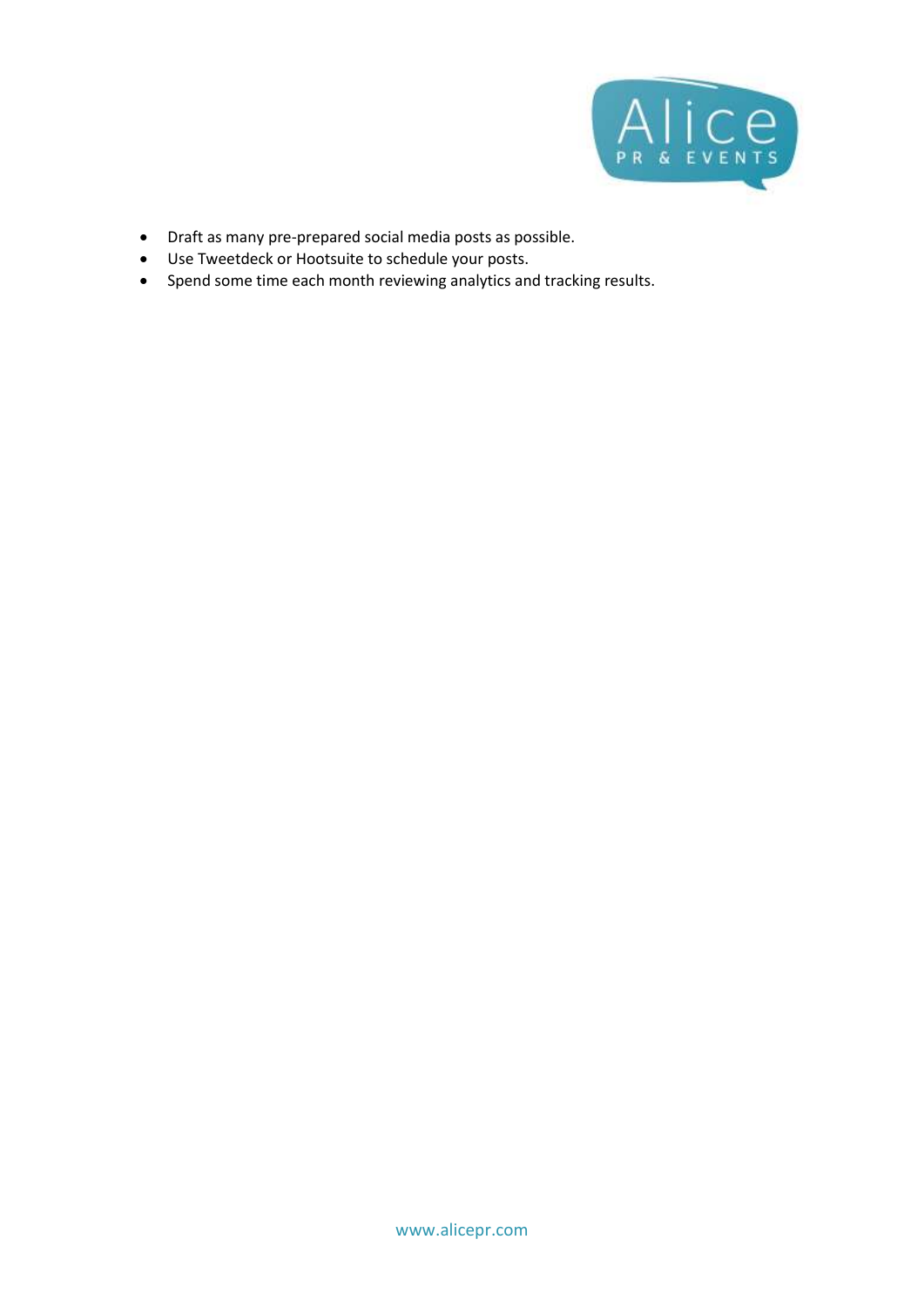- Draft as many pre-prepared social media posts as possible.
- Use Tweetdeck or Hootsuite to schedule your posts.
- Spend some time each month reviewing analytics and tracking results.